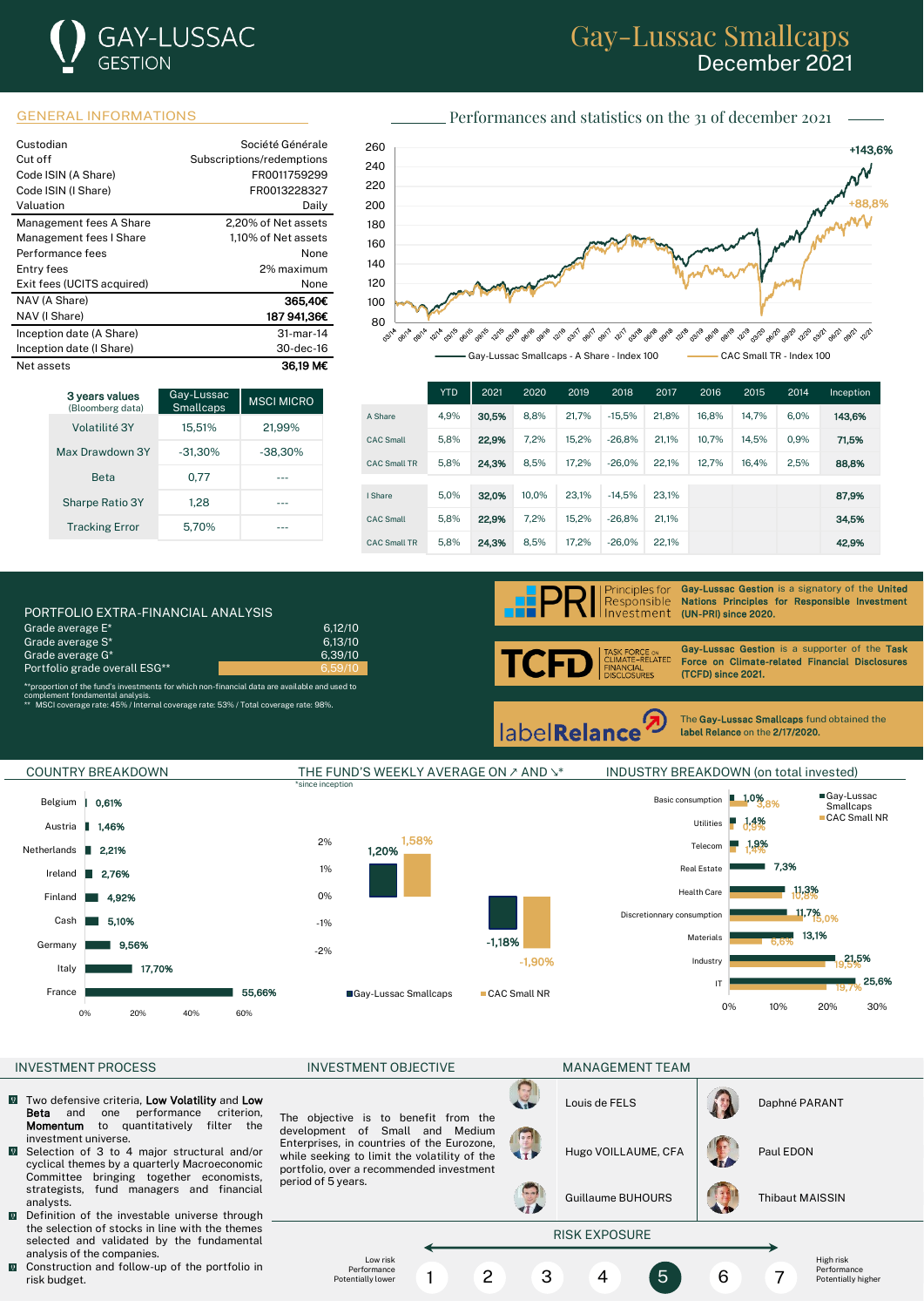# GAY-LUSSAC GESTION

# Gay-Lussac Smallcaps
December 2021

## GENERAL INFORMATIONS

| | |
|---|---|
| Custodian | Société Générale |
| Cut off | Subscriptions/redemptions |
| Code ISIN (A Share) | FR0011759299 |
| Code ISIN (I Share) | FR0013228327 |
| Valuation | Daily |
| Management fees A Share | 2,20% of Net assets |
| Management fees I Share | 1,10% of Net assets |
| Performance fees | None |
| Entry fees | 2% maximum |
| Exit fees (UCITS acquired) | None |
| NAV (A Share) | **365,40€** |
| NAV (I Share) | **187 941,36€** |
| Inception date (A Share) | 31-mar-14 |
| Inception date (I Share) | 30-dec-16 |
| Net assets | **36,19 M€** |

## Performances and statistics on the 31 of december 2021

Gay-Lussac Smallcaps - A Share - Index 100: +143,6%
CAC Small TR - Index 100: +88,8%

| 3 years values (Bloomberg data) | Gay-Lussac Smallcaps | MSCI MICRO |
|---|---|---|
| Volatilité 3Y | 15,51% | 21,99% |
| Max Drawdown 3Y | -31,30% | -38,30% |
| Beta | 0,77 | --- |
| Sharpe Ratio 3Y | 1,28 | --- |
| Tracking Error | 5,70% | --- |

| | YTD | 2021 | 2020 | 2019 | 2018 | 2017 | 2016 | 2015 | 2014 | Inception |
|---|---|---|---|---|---|---|---|---|---|---|
| A Share | 4,9% | **30,5%** | 8,8% | 21,7% | -15,5% | 21,8% | 16,8% | 14,7% | 6,0% | **143,6%** |
| CAC Small | 5,8% | **22,9%** | 7,2% | 15,2% | -26,8% | 21,1% | 10,7% | 14,5% | 0,9% | **71,5%** |
| CAC Small TR | 5,8% | **24,3%** | 8,5% | 17,2% | -26,0% | 22,1% | 12,7% | 16,4% | 2,5% | **88,8%** |
| I Share | 5,0% | **32,0%** | 10,0% | 23,1% | -14,5% | 23,1% | | | | **87,9%** |
| CAC Small | 5,8% | **22,9%** | 7,2% | 15,2% | -26,8% | 21,1% | | | | **34,5%** |
| CAC Small TR | 5,8% | **24,3%** | 8,5% | 17,2% | -26,0% | 22,1% | | | | **42,9%** |

## PORTFOLIO EXTRA-FINANCIAL ANALYSIS

| | |
|---|---|
| Grade average E* | 6,12/10 |
| Grade average S* | 6,13/10 |
| Grade average G* | 6,39/10 |
| Portfolio grade overall ESG** | 6,59/10 |

**proportion of the fund's investments for which non-financial data are available and used to complement fondamental analysis.
** MSCI coverage rate: 45% / Internal coverage rate: 53% / Total coverage rate: 98%.

PRI – Principles for Responsible Investment: **Gay-Lussac Gestion** is a signatory of the **United Nations Principles for Responsible Investment (UN-PRI) since 2020.**

TCFD – Task Force on Climate-related Financial Disclosures: **Gay-Lussac Gestion** is a supporter of the **Task Force on Climate-related Financial Disclosures (TCFD) since 2021.**

labelRelance: The **Gay-Lussac Smallcaps** fund obtained the **label Relance** on the **2/17/2020.**

## COUNTRY BREAKDOWN

| Country | Weight |
|---|---|
| Belgium | 0,61% |
| Austria | 1,46% |
| Netherlands | 2,21% |
| Ireland | 2,76% |
| Finland | 4,92% |
| Cash | 5,10% |
| Germany | 9,56% |
| Italy | 17,70% |
| France | 55,66% |

## THE FUND'S WEEKLY AVERAGE ON ↗ AND ↘*

*since inception

| | Gay-Lussac Smallcaps | CAC Small NR |
|---|---|---|
| ↗ | 1,20% | 1,58% |
| ↘ | -1,18% | -1,90% |

## INDUSTRY BREAKDOWN (on total invested)

| Industry | Gay-Lussac Smallcaps | CAC Small NR |
|---|---|---|
| Basic consumption | 1,0% | 3,8% |
| Utilities | 1,4% | 0,9% |
| Telecom | 1,9% | 1,4% |
| Real Estate | 7,3% | |
| Health Care | 11,3% | 10,8% |
| Discretionnary consumption | 11,7% | 15,0% |
| Materials | 13,1% | 6,6% |
| Industry | 21,5% | 19,5% |
| IT | 25,6% | 19,7% |

## INVESTMENT PROCESS

- Two defensive criteria, **Low Volatility** and **Low Beta** and one performance criterion, **Momentum** to quantitatively filter the investment universe.
- Selection of 3 to 4 major structural and/or cyclical themes by a quarterly Macroeconomic Committee bringing together economists, strategists, fund managers and financial analysts.
- Definition of the investable universe through the selection of stocks in line with the themes selected and validated by the fundamental analysis of the companies.
- Construction and follow-up of the portfolio in risk budget.

## INVESTMENT OBJECTIVE

The objective is to benefit from the development of Small and Medium Enterprises, in countries of the Eurozone, while seeking to limit the volatility of the portfolio, over a recommended investment period of 5 years.

## MANAGEMENT TEAM

- Louis de FELS
- Hugo VOILLAUME, CFA
- Guillaume BUHOURS
- Daphné PARANT
- Paul EDON
- Thibaut MAISSIN

## RISK EXPOSURE

Low risk, Performance Potentially lower — 1 2 3 4 **5** 6 7 — High risk, Performance Potentially higher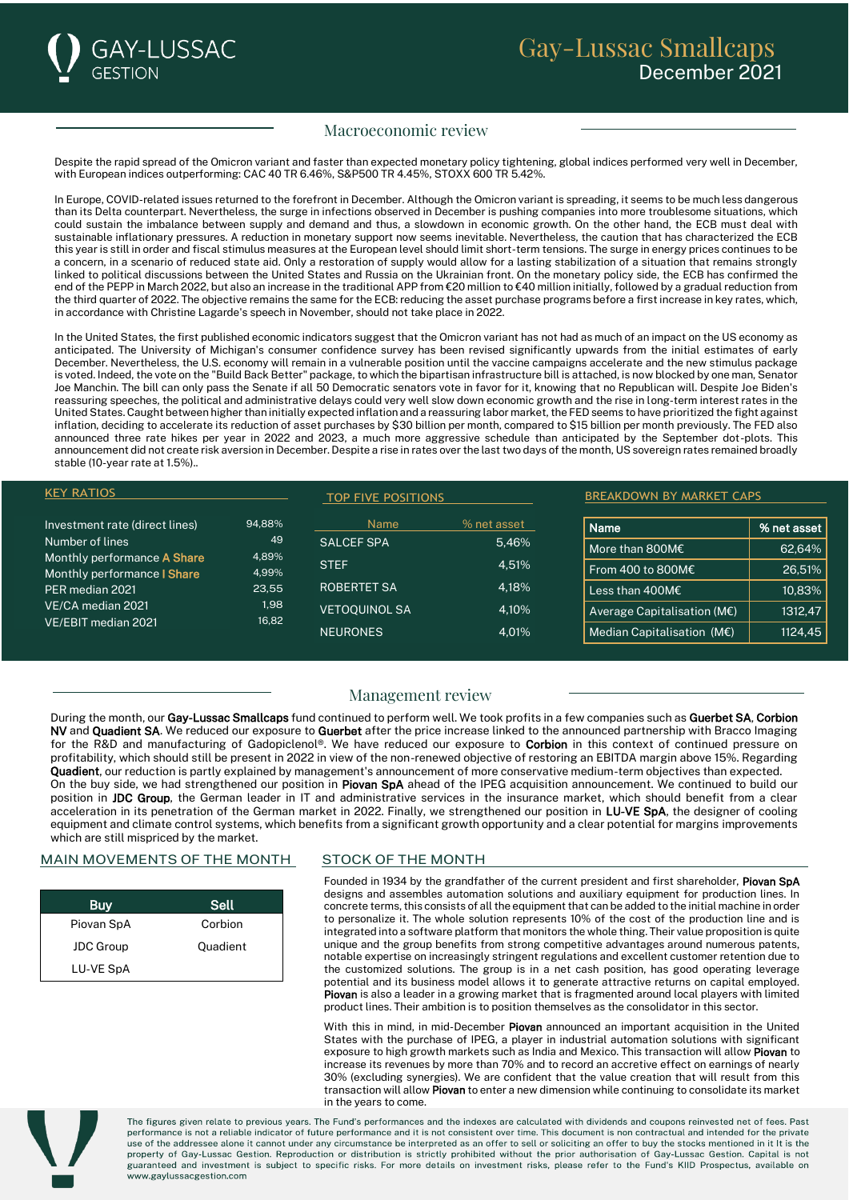# Gay-Lussac Smallcaps

December 2021

## Macroeconomic review

Despite the rapid spread of the Omicron variant and faster than expected monetary policy tightening, global indices performed very well in December, with European indices outperforming: CAC 40 TR 6.46%, S&P500 TR 4.45%, STOXX 600 TR 5.42%.

In Europe, COVID-related issues returned to the forefront in December. Although the Omicron variant is spreading, it seems to be much less dangerous than its Delta counterpart. Nevertheless, the surge in infections observed in December is pushing companies into more troublesome situations, which could sustain the imbalance between supply and demand and thus, a slowdown in economic growth. On the other hand, the ECB must deal with sustainable inflationary pressures. A reduction in monetary support now seems inevitable. Nevertheless, the caution that has characterized the ECB this year is still in order and fiscal stimulus measures at the European level should limit short-term tensions. The surge in energy prices continues to be a concern, in a scenario of reduced state aid. Only a restoration of supply would allow for a lasting stabilization of a situation that remains strongly linked to political discussions between the United States and Russia on the Ukrainian front. On the monetary policy side, the ECB has confirmed the end of the PEPP in March 2022, but also an increase in the traditional APP from €20 million to €40 million initially, followed by a gradual reduction from the third quarter of 2022. The objective remains the same for the ECB: reducing the asset purchase programs before a first increase in key rates, which, in accordance with Christine Lagarde's speech in November, should not take place in 2022.

In the United States, the first published economic indicators suggest that the Omicron variant has not had as much of an impact on the US economy as anticipated. The University of Michigan's consumer confidence survey has been revised significantly upwards from the initial estimates of early December. Nevertheless, the U.S. economy will remain in a vulnerable position until the vaccine campaigns accelerate and the new stimulus package is voted. Indeed, the vote on the "Build Back Better" package, to which the bipartisan infrastructure bill is attached, is now blocked by one man, Senator Joe Manchin. The bill can only pass the Senate if all 50 Democratic senators vote in favor for it, knowing that no Republican will. Despite Joe Biden's reassuring speeches, the political and administrative delays could very well slow down economic growth and the rise in long-term interest rates in the United States. Caught between higher than initially expected inflation and a reassuring labor market, the FED seems to have prioritized the fight against inflation, deciding to accelerate its reduction of asset purchases by $30 billion per month, compared to $15 billion per month previously. The FED also announced three rate hikes per year in 2022 and 2023, a much more aggressive schedule than anticipated by the September dot-plots. This announcement did not create risk aversion in December. Despite a rise in rates over the last two days of the month, US sovereign rates remained broadly stable (10-year rate at 1.5%)..

### KEY RATIOS

| | |
|---|---|
| Investment rate (direct lines) | 94,88% |
| Number of lines | 49 |
| Monthly performance A Share | 4,89% |
| Monthly performance I Share | 4,99% |
| PER median 2021 | 23,55 |
| VE/CA median 2021 | 1,98 |
| VE/EBIT median 2021 | 16,82 |

### TOP FIVE POSITIONS

| Name | % net asset |
|---|---|
| SALCEF SPA | 5,46% |
| STEF | 4,51% |
| ROBERTET SA | 4,18% |
| VETOQUINOL SA | 4,10% |
| NEURONES | 4,01% |

### BREAKDOWN BY MARKET CAPS

| Name | % net asset |
|---|---|
| More than 800M€ | 62,64% |
| From 400 to 800M€ | 26,51% |
| Less than 400M€ | 10,83% |
| Average Capitalisation (M€) | 1312,47 |
| Median Capitalisation (M€) | 1124,45 |

## Management review

During the month, our **Gay-Lussac Smallcaps** fund continued to perform well. We took profits in a few companies such as **Guerbet SA**, **Corbion NV** and **Quadient SA**. We reduced our exposure to **Guerbet** after the price increase linked to the announced partnership with Bracco Imaging for the R&D and manufacturing of Gadopiclenol®. We have reduced our exposure to **Corbion** in this context of continued pressure on profitability, which should still be present in 2022 in view of the non-renewed objective of restoring an EBITDA margin above 15%. Regarding **Quadient**, our reduction is partly explained by management's announcement of more conservative medium-term objectives than expected.
On the buy side, we had strengthened our position in **Piovan SpA** ahead of the IPEG acquisition announcement. We continued to build our position in **JDC Group**, the German leader in IT and administrative services in the insurance market, which should benefit from a clear acceleration in its penetration of the German market in 2022. Finally, we strengthened our position in **LU-VE SpA**, the designer of cooling equipment and climate control systems, which benefits from a significant growth opportunity and a clear potential for margins improvements which are still mispriced by the market.

### MAIN MOVEMENTS OF THE MONTH

| Buy | Sell |
|---|---|
| Piovan SpA | Corbion |
| JDC Group | Quadient |
| LU-VE SpA | |

### STOCK OF THE MONTH

Founded in 1934 by the grandfather of the current president and first shareholder, **Piovan SpA** designs and assembles automation solutions and auxiliary equipment for production lines. In concrete terms, this consists of all the equipment that can be added to the initial machine in order to personalize it. The whole solution represents 10% of the cost of the production line and is integrated into a software platform that monitors the whole thing. Their value proposition is quite unique and the group benefits from strong competitive advantages around numerous patents, notable expertise on increasingly stringent regulations and excellent customer retention due to the customized solutions. The group is in a net cash position, has good operating leverage potential and its business model allows it to generate attractive returns on capital employed. **Piovan** is also a leader in a growing market that is fragmented around local players with limited product lines. Their ambition is to position themselves as the consolidator in this sector.

With this in mind, in mid-December **Piovan** announced an important acquisition in the United States with the purchase of IPEG, a player in industrial automation solutions with significant exposure to high growth markets such as India and Mexico. This transaction will allow **Piovan** to increase its revenues by more than 70% and to record an accretive effect on earnings of nearly 30% (excluding synergies). We are confident that the value creation that will result from this transaction will allow **Piovan** to enter a new dimension while continuing to consolidate its market in the years to come.

The figures given relate to previous years. The Fund's performances and the indexes are calculated with dividends and coupons reinvested net of fees. Past performance is not a reliable indicator of future performance and it is not consistent over time. This document is non contractual and intended for the private use of the addressee alone it cannot under any circumstance be interpreted as an offer to sell or soliciting an offer to buy the stocks mentioned in it It is the property of Gay-Lussac Gestion. Reproduction or distribution is strictly prohibited without the prior authorisation of Gay-Lussac Gestion. Capital is not guaranteed and investment is subject to specific risks. For more details on investment risks, please refer to the Fund's KIID Prospectus, available on www.gaylussacgestion.com